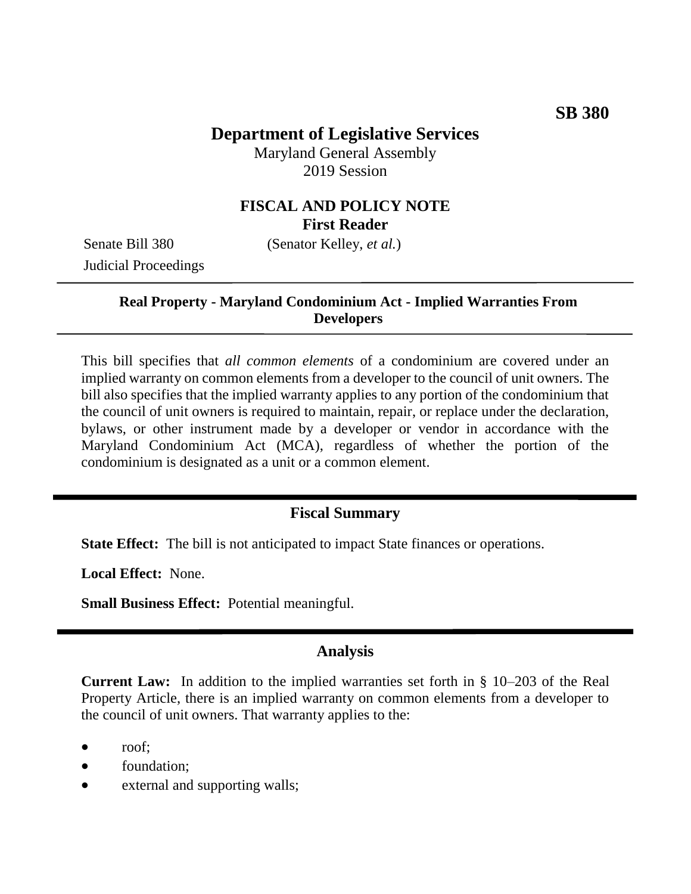**SB 380**

# Department of Legislative Services

Maryland General Assembly
2019 Session

## FISCAL AND POLICY NOTE
**First Reader**

Senate Bill 380 (Senator Kelley, *et al.*)
Judicial Proceedings

---

**Real Property - Maryland Condominium Act - Implied Warranties From Developers**

---

This bill specifies that *all common elements* of a condominium are covered under an implied warranty on common elements from a developer to the council of unit owners. The bill also specifies that the implied warranty applies to any portion of the condominium that the council of unit owners is required to maintain, repair, or replace under the declaration, bylaws, or other instrument made by a developer or vendor in accordance with the Maryland Condominium Act (MCA), regardless of whether the portion of the condominium is designated as a unit or a common element.

## Fiscal Summary

**State Effect:** The bill is not anticipated to impact State finances or operations.

**Local Effect:** None.

**Small Business Effect:** Potential meaningful.

## Analysis

**Current Law:** In addition to the implied warranties set forth in § 10–203 of the Real Property Article, there is an implied warranty on common elements from a developer to the council of unit owners. That warranty applies to the:

- roof;
- foundation;
- external and supporting walls;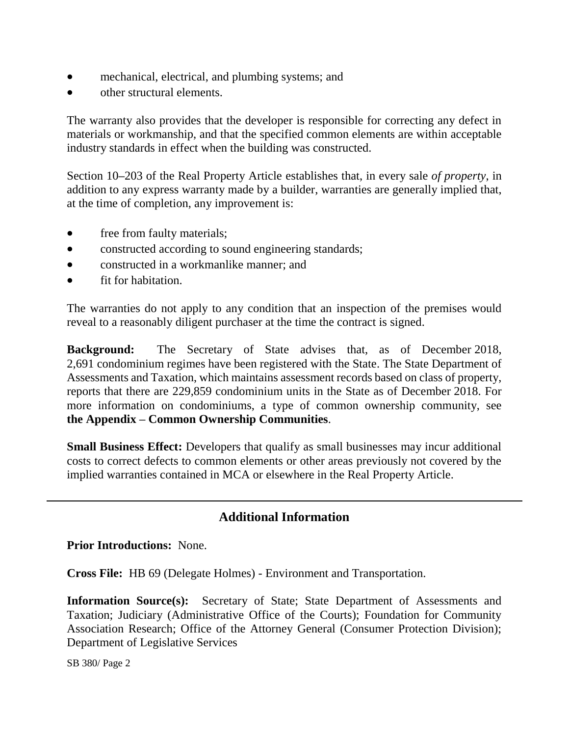- mechanical, electrical, and plumbing systems; and
- other structural elements.

The warranty also provides that the developer is responsible for correcting any defect in materials or workmanship, and that the specified common elements are within acceptable industry standards in effect when the building was constructed.

Section 10–203 of the Real Property Article establishes that, in every sale *of property*, in addition to any express warranty made by a builder, warranties are generally implied that, at the time of completion, any improvement is:

- free from faulty materials;
- constructed according to sound engineering standards;
- constructed in a workmanlike manner; and
- fit for habitation.

The warranties do not apply to any condition that an inspection of the premises would reveal to a reasonably diligent purchaser at the time the contract is signed.

**Background:** The Secretary of State advises that, as of December 2018, 2,691 condominium regimes have been registered with the State. The State Department of Assessments and Taxation, which maintains assessment records based on class of property, reports that there are 229,859 condominium units in the State as of December 2018. For more information on condominiums, a type of common ownership community, see **the Appendix – Common Ownership Communities**.

**Small Business Effect:** Developers that qualify as small businesses may incur additional costs to correct defects to common elements or other areas previously not covered by the implied warranties contained in MCA or elsewhere in the Real Property Article.

## Additional Information

**Prior Introductions:** None.

**Cross File:** HB 69 (Delegate Holmes) - Environment and Transportation.

**Information Source(s):** Secretary of State; State Department of Assessments and Taxation; Judiciary (Administrative Office of the Courts); Foundation for Community Association Research; Office of the Attorney General (Consumer Protection Division); Department of Legislative Services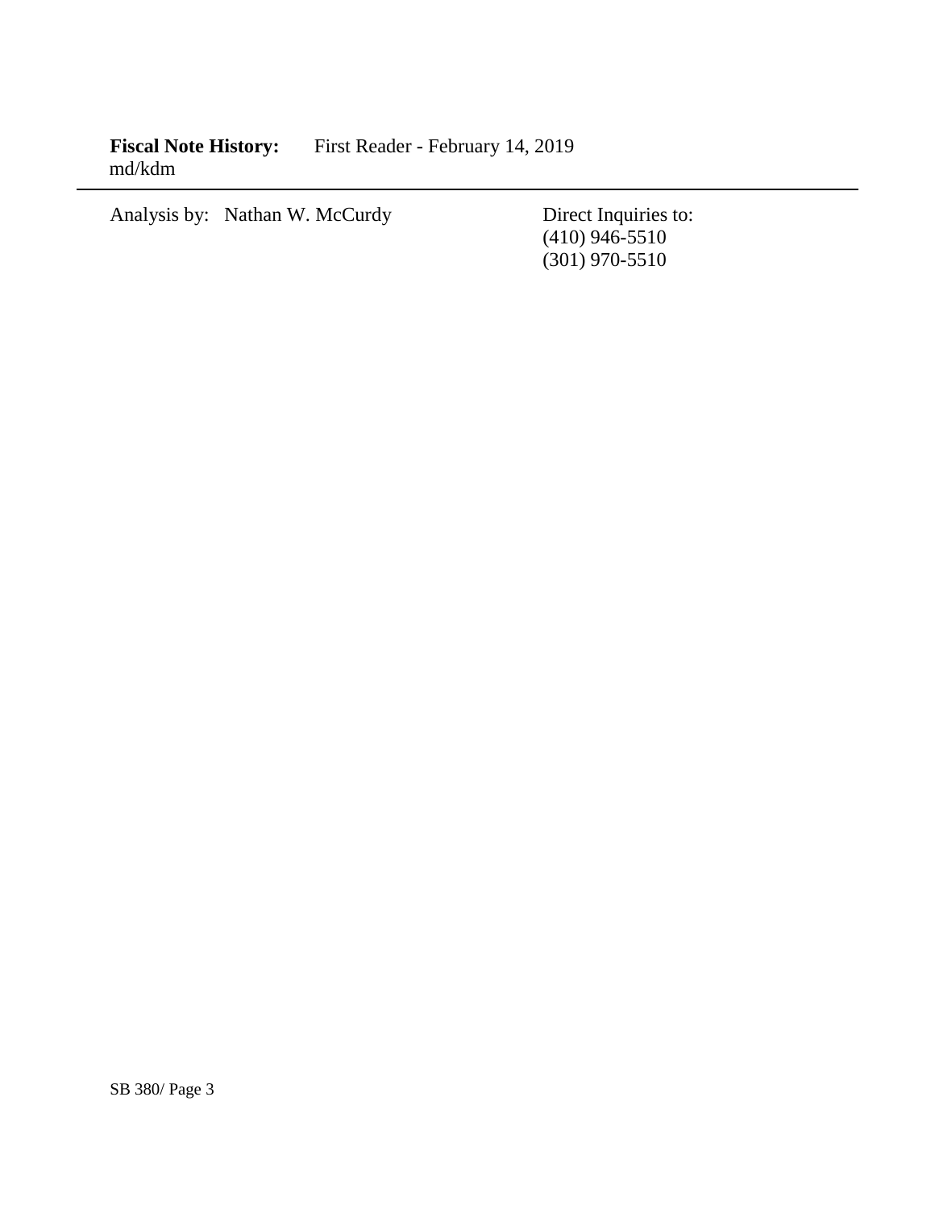**Fiscal Note History:** First Reader - February 14, 2019
md/kdm

---

Analysis by: Nathan W. McCurdy

Direct Inquiries to:
(410) 946-5510
(301) 970-5510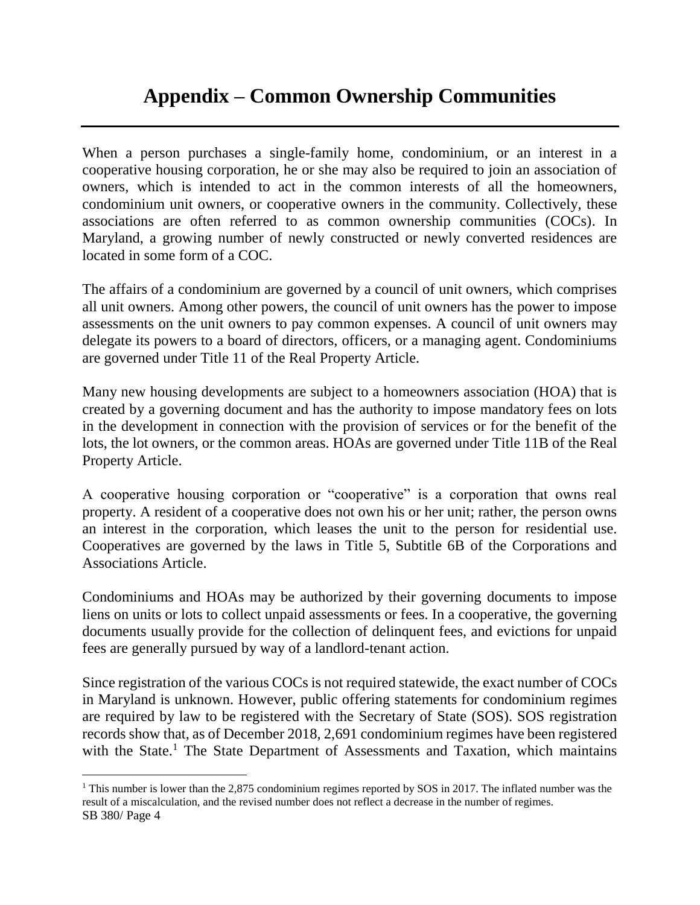# Appendix – Common Ownership Communities

When a person purchases a single-family home, condominium, or an interest in a cooperative housing corporation, he or she may also be required to join an association of owners, which is intended to act in the common interests of all the homeowners, condominium unit owners, or cooperative owners in the community. Collectively, these associations are often referred to as common ownership communities (COCs). In Maryland, a growing number of newly constructed or newly converted residences are located in some form of a COC.

The affairs of a condominium are governed by a council of unit owners, which comprises all unit owners. Among other powers, the council of unit owners has the power to impose assessments on the unit owners to pay common expenses. A council of unit owners may delegate its powers to a board of directors, officers, or a managing agent. Condominiums are governed under Title 11 of the Real Property Article.

Many new housing developments are subject to a homeowners association (HOA) that is created by a governing document and has the authority to impose mandatory fees on lots in the development in connection with the provision of services or for the benefit of the lots, the lot owners, or the common areas. HOAs are governed under Title 11B of the Real Property Article.

A cooperative housing corporation or "cooperative" is a corporation that owns real property. A resident of a cooperative does not own his or her unit; rather, the person owns an interest in the corporation, which leases the unit to the person for residential use. Cooperatives are governed by the laws in Title 5, Subtitle 6B of the Corporations and Associations Article.

Condominiums and HOAs may be authorized by their governing documents to impose liens on units or lots to collect unpaid assessments or fees. In a cooperative, the governing documents usually provide for the collection of delinquent fees, and evictions for unpaid fees are generally pursued by way of a landlord-tenant action.

Since registration of the various COCs is not required statewide, the exact number of COCs in Maryland is unknown. However, public offering statements for condominium regimes are required by law to be registered with the Secretary of State (SOS). SOS registration records show that, as of December 2018, 2,691 condominium regimes have been registered with the State.[1] The State Department of Assessments and Taxation, which maintains

[1] This number is lower than the 2,875 condominium regimes reported by SOS in 2017. The inflated number was the result of a miscalculation, and the revised number does not reflect a decrease in the number of regimes.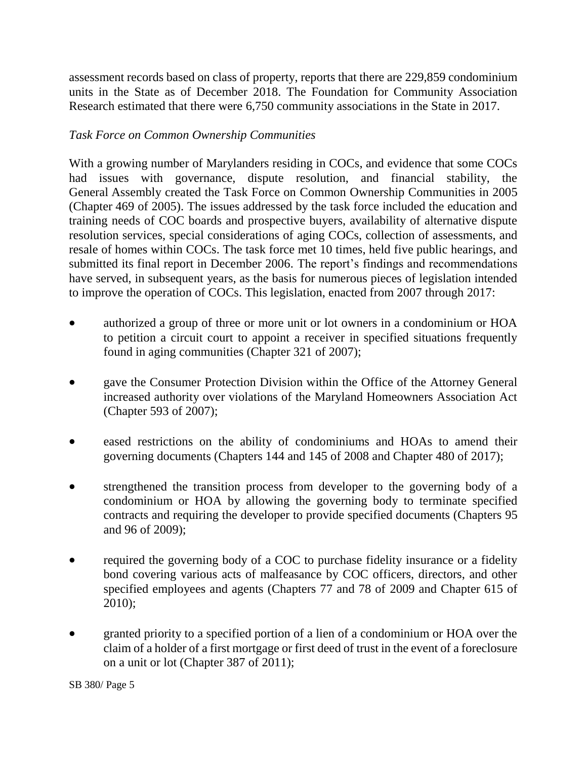assessment records based on class of property, reports that there are 229,859 condominium units in the State as of December 2018. The Foundation for Community Association Research estimated that there were 6,750 community associations in the State in 2017.

*Task Force on Common Ownership Communities*

With a growing number of Marylanders residing in COCs, and evidence that some COCs had issues with governance, dispute resolution, and financial stability, the General Assembly created the Task Force on Common Ownership Communities in 2005 (Chapter 469 of 2005). The issues addressed by the task force included the education and training needs of COC boards and prospective buyers, availability of alternative dispute resolution services, special considerations of aging COCs, collection of assessments, and resale of homes within COCs. The task force met 10 times, held five public hearings, and submitted its final report in December 2006. The report's findings and recommendations have served, in subsequent years, as the basis for numerous pieces of legislation intended to improve the operation of COCs. This legislation, enacted from 2007 through 2017:

- authorized a group of three or more unit or lot owners in a condominium or HOA to petition a circuit court to appoint a receiver in specified situations frequently found in aging communities (Chapter 321 of 2007);
- gave the Consumer Protection Division within the Office of the Attorney General increased authority over violations of the Maryland Homeowners Association Act (Chapter 593 of 2007);
- eased restrictions on the ability of condominiums and HOAs to amend their governing documents (Chapters 144 and 145 of 2008 and Chapter 480 of 2017);
- strengthened the transition process from developer to the governing body of a condominium or HOA by allowing the governing body to terminate specified contracts and requiring the developer to provide specified documents (Chapters 95 and 96 of 2009);
- required the governing body of a COC to purchase fidelity insurance or a fidelity bond covering various acts of malfeasance by COC officers, directors, and other specified employees and agents (Chapters 77 and 78 of 2009 and Chapter 615 of 2010);
- granted priority to a specified portion of a lien of a condominium or HOA over the claim of a holder of a first mortgage or first deed of trust in the event of a foreclosure on a unit or lot (Chapter 387 of 2011);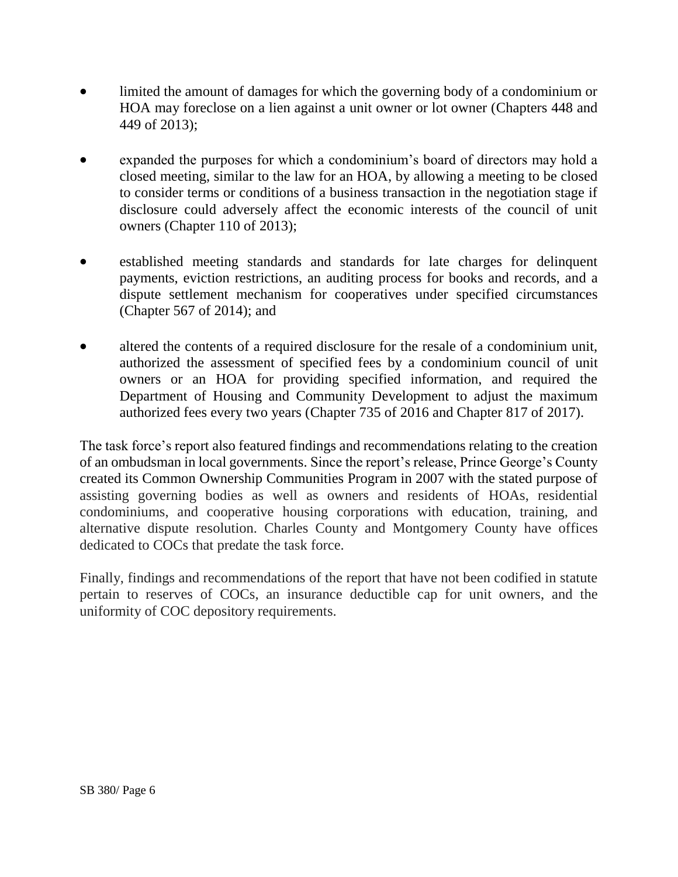- limited the amount of damages for which the governing body of a condominium or HOA may foreclose on a lien against a unit owner or lot owner (Chapters 448 and 449 of 2013);
- expanded the purposes for which a condominium's board of directors may hold a closed meeting, similar to the law for an HOA, by allowing a meeting to be closed to consider terms or conditions of a business transaction in the negotiation stage if disclosure could adversely affect the economic interests of the council of unit owners (Chapter 110 of 2013);
- established meeting standards and standards for late charges for delinquent payments, eviction restrictions, an auditing process for books and records, and a dispute settlement mechanism for cooperatives under specified circumstances (Chapter 567 of 2014); and
- altered the contents of a required disclosure for the resale of a condominium unit, authorized the assessment of specified fees by a condominium council of unit owners or an HOA for providing specified information, and required the Department of Housing and Community Development to adjust the maximum authorized fees every two years (Chapter 735 of 2016 and Chapter 817 of 2017).

The task force's report also featured findings and recommendations relating to the creation of an ombudsman in local governments. Since the report's release, Prince George's County created its Common Ownership Communities Program in 2007 with the stated purpose of assisting governing bodies as well as owners and residents of HOAs, residential condominiums, and cooperative housing corporations with education, training, and alternative dispute resolution. Charles County and Montgomery County have offices dedicated to COCs that predate the task force.

Finally, findings and recommendations of the report that have not been codified in statute pertain to reserves of COCs, an insurance deductible cap for unit owners, and the uniformity of COC depository requirements.